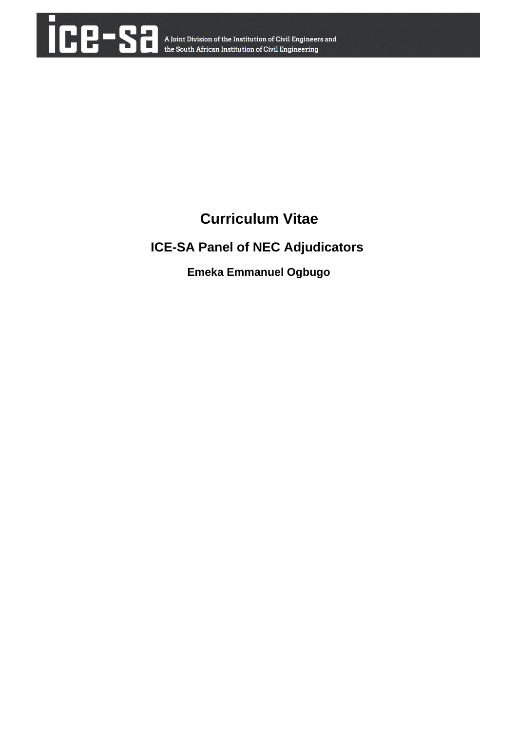ice-sa A Joint Division of the Institution of Civil Engineers and the South African Institution of Civil Engineering

# Curriculum Vitae

## ICE-SA Panel of NEC Adjudicators

### Emeka Emmanuel Ogbugo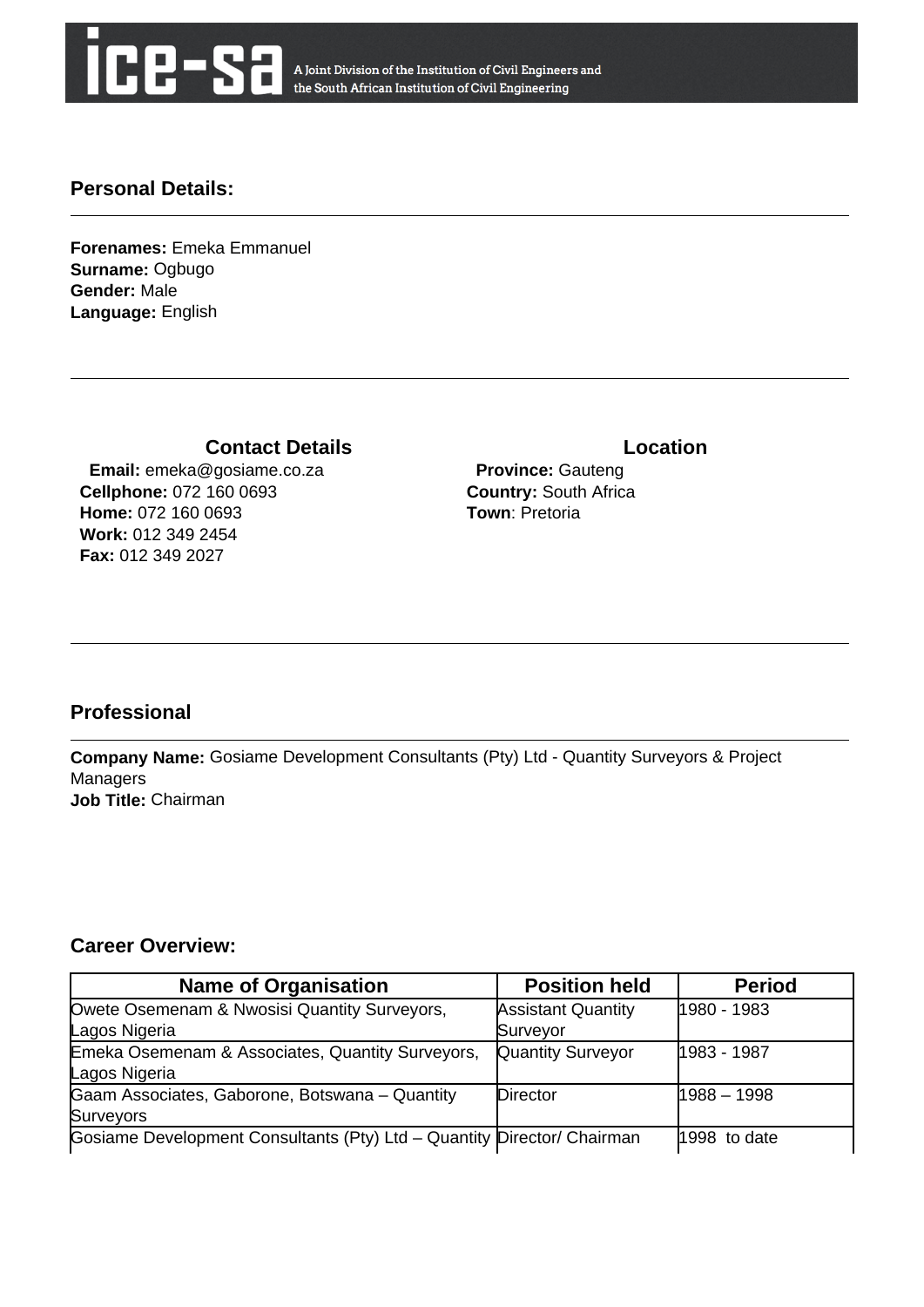ice-sa A Joint Division of the Institution of Civil Engineers and the South African Institution of Civil Engineering

## Personal Details:

**Forenames:** Emeka Emmanuel
**Surname:** Ogbugo
**Gender:** Male
**Language:** English

### Contact Details

**Email:** emeka@gosiame.co.za
**Cellphone:** 072 160 0693
**Home:** 072 160 0693
**Work:** 012 349 2454
**Fax:** 012 349 2027

### Location

**Province:** Gauteng
**Country:** South Africa
**Town**: Pretoria

## Professional

**Company Name:** Gosiame Development Consultants (Pty) Ltd - Quantity Surveyors & Project Managers
**Job Title:** Chairman

## Career Overview:

| Name of Organisation | Position held | Period |
|---|---|---|
| Owete Osemenam & Nwosisi Quantity Surveyors, Lagos Nigeria | Assistant Quantity Surveyor | 1980 - 1983 |
| Emeka Osemenam & Associates, Quantity Surveyors, Lagos Nigeria | Quantity Surveyor | 1983 - 1987 |
| Gaam Associates, Gaborone, Botswana – Quantity Surveyors | Director | 1988 – 1998 |
| Gosiame Development Consultants (Pty) Ltd – Quantity | Director/ Chairman | 1998 to date |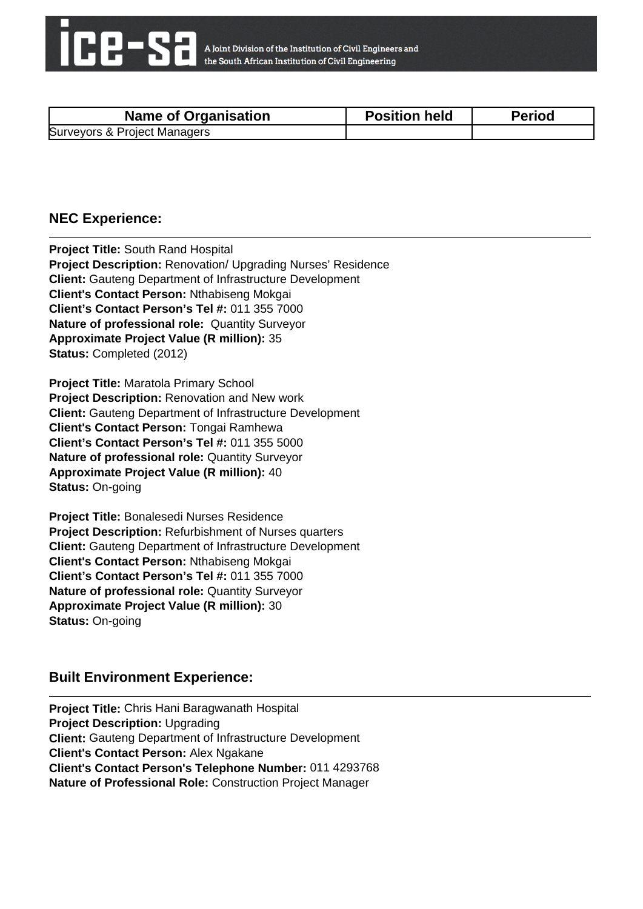| Name of Organisation | Position held | Period |
| --- | --- | --- |
| Surveyors & Project Managers | | |

## NEC Experience:

**Project Title:** South Rand Hospital
**Project Description:** Renovation/ Upgrading Nurses' Residence
**Client:** Gauteng Department of Infrastructure Development
**Client's Contact Person:** Nthabiseng Mokgai
**Client's Contact Person's Tel #:** 011 355 7000
**Nature of professional role:** Quantity Surveyor
**Approximate Project Value (R million):** 35
**Status:** Completed (2012)

**Project Title:** Maratola Primary School
**Project Description:** Renovation and New work
**Client:** Gauteng Department of Infrastructure Development
**Client's Contact Person:** Tongai Ramhewa
**Client's Contact Person's Tel #:** 011 355 5000
**Nature of professional role:** Quantity Surveyor
**Approximate Project Value (R million):** 40
**Status:** On-going

**Project Title:** Bonalesedi Nurses Residence
**Project Description:** Refurbishment of Nurses quarters
**Client:** Gauteng Department of Infrastructure Development
**Client's Contact Person:** Nthabiseng Mokgai
**Client's Contact Person's Tel #:** 011 355 7000
**Nature of professional role:** Quantity Surveyor
**Approximate Project Value (R million):** 30
**Status:** On-going

## Built Environment Experience:

**Project Title:** Chris Hani Baragwanath Hospital
**Project Description:** Upgrading
**Client:** Gauteng Department of Infrastructure Development
**Client's Contact Person:** Alex Ngakane
**Client's Contact Person's Telephone Number:** 011 4293768
**Nature of Professional Role:** Construction Project Manager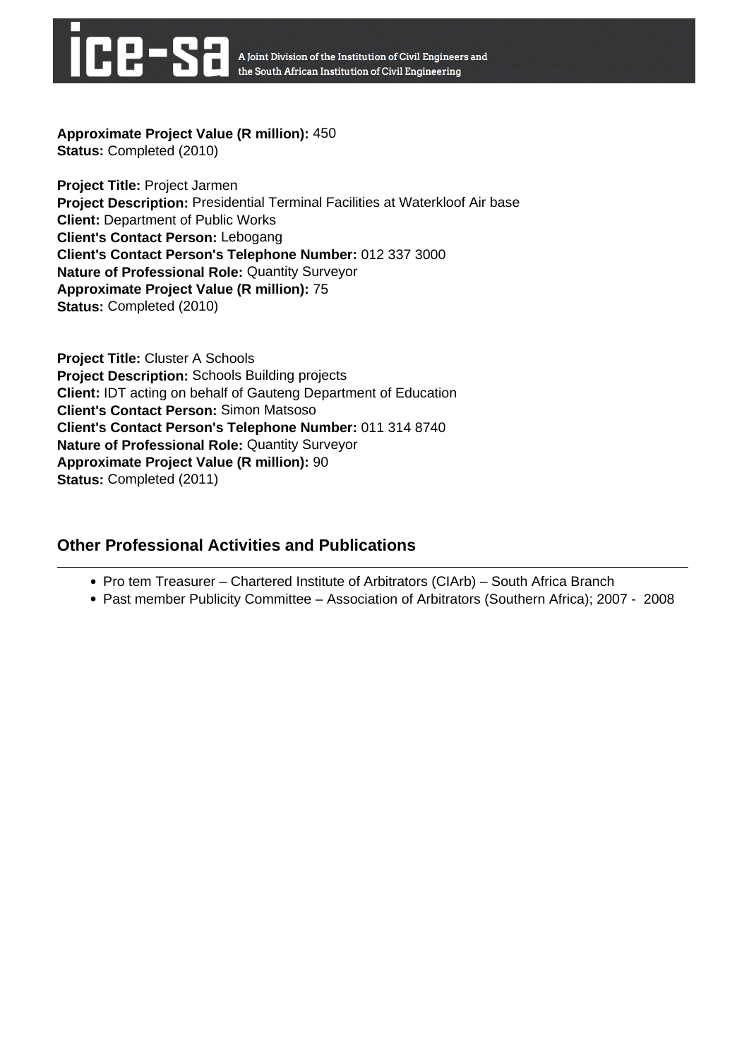**Approximate Project Value (R million):** 450
**Status:** Completed (2010)

**Project Title:** Project Jarmen
**Project Description:** Presidential Terminal Facilities at Waterkloof Air base
**Client:** Department of Public Works
**Client's Contact Person:** Lebogang
**Client's Contact Person's Telephone Number:** 012 337 3000
**Nature of Professional Role:** Quantity Surveyor
**Approximate Project Value (R million):** 75
**Status:** Completed (2010)

**Project Title:** Cluster A Schools
**Project Description:** Schools Building projects
**Client:** IDT acting on behalf of Gauteng Department of Education
**Client's Contact Person:** Simon Matsoso
**Client's Contact Person's Telephone Number:** 011 314 8740
**Nature of Professional Role:** Quantity Surveyor
**Approximate Project Value (R million):** 90
**Status:** Completed (2011)

## Other Professional Activities and Publications

- Pro tem Treasurer – Chartered Institute of Arbitrators (CIArb) – South Africa Branch
- Past member Publicity Committee – Association of Arbitrators (Southern Africa); 2007 - 2008